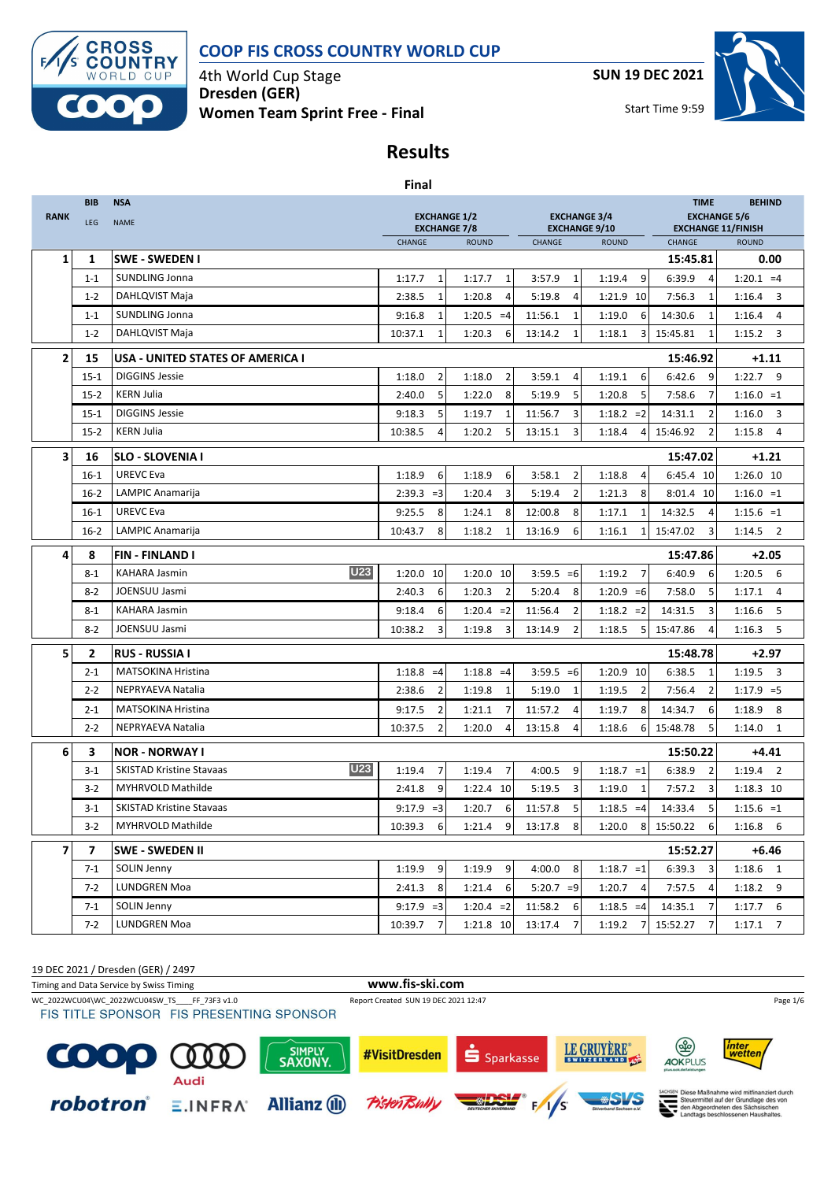# COOP FIS CROSS COUNTRY WORLD CUP

4th World Cup Stage
**Dresden (GER)**
**Women Team Sprint Free - Final**

**SUN 19 DEC 2021**

Start Time 9:59

## Results

**Final**

| RANK | BIB / LEG | NSA / NAME | | EXCHANGE 1/2 / EXCHANGE 7/8 CHANGE | | EXCHANGE 1/2 / EXCHANGE 7/8 ROUND | | EXCHANGE 3/4 / EXCHANGE 9/10 CHANGE | | EXCHANGE 3/4 / EXCHANGE 9/10 ROUND | | TIME / EXCHANGE 5/6 CHANGE | | BEHIND / EXCHANGE 11/FINISH ROUND | |
|---|---|---|---|---|---|---|---|---|---|---|---|---|---|---|---|
| 1 | 1 | **SWE - SWEDEN I** | | | | | | | | | | **15:45.81** | | **0.00** | |
| | 1-1 | SUNDLING Jonna | | 1:17.7 | 1 | 1:17.7 | 1 | 3:57.9 | 1 | 1:19.4 | 9 | 6:39.9 | 4 | 1:20.1 | =4 |
| | 1-2 | DAHLQVIST Maja | | 2:38.5 | 1 | 1:20.8 | 4 | 5:19.8 | 4 | 1:21.9 | 10 | 7:56.3 | 1 | 1:16.4 | 3 |
| | 1-1 | SUNDLING Jonna | | 9:16.8 | 1 | 1:20.5 | =4 | 11:56.1 | 1 | 1:19.0 | 6 | 14:30.6 | 1 | 1:16.4 | 4 |
| | 1-2 | DAHLQVIST Maja | | 10:37.1 | 1 | 1:20.3 | 6 | 13:14.2 | 1 | 1:18.1 | 3 | 15:45.81 | 1 | 1:15.2 | 3 |
| 2 | 15 | **USA - UNITED STATES OF AMERICA I** | | | | | | | | | | **15:46.92** | | **+1.11** | |
| | 15-1 | DIGGINS Jessie | | 1:18.0 | 2 | 1:18.0 | 2 | 3:59.1 | 4 | 1:19.1 | 6 | 6:42.6 | 9 | 1:22.7 | 9 |
| | 15-2 | KERN Julia | | 2:40.0 | 5 | 1:22.0 | 8 | 5:19.9 | 5 | 1:20.8 | 5 | 7:58.6 | 7 | 1:16.0 | =1 |
| | 15-1 | DIGGINS Jessie | | 9:18.3 | 5 | 1:19.7 | 1 | 11:56.7 | 3 | 1:18.2 | =2 | 14:31.1 | 2 | 1:16.0 | 3 |
| | 15-2 | KERN Julia | | 10:38.5 | 4 | 1:20.2 | 5 | 13:15.1 | 3 | 1:18.4 | 4 | 15:46.92 | 2 | 1:15.8 | 4 |
| 3 | 16 | **SLO - SLOVENIA I** | | | | | | | | | | **15:47.02** | | **+1.21** | |
| | 16-1 | UREVC Eva | | 1:18.9 | 6 | 1:18.9 | 6 | 3:58.1 | 2 | 1:18.8 | 4 | 6:45.4 | 10 | 1:26.0 | 10 |
| | 16-2 | LAMPIC Anamarija | | 2:39.3 | =3 | 1:20.4 | 3 | 5:19.4 | 2 | 1:21.3 | 8 | 8:01.4 | 10 | 1:16.0 | =1 |
| | 16-1 | UREVC Eva | | 9:25.5 | 8 | 1:24.1 | 8 | 12:00.8 | 8 | 1:17.1 | 1 | 14:32.5 | 4 | 1:15.6 | =1 |
| | 16-2 | LAMPIC Anamarija | | 10:43.7 | 8 | 1:18.2 | 1 | 13:16.9 | 6 | 1:16.1 | 1 | 15:47.02 | 3 | 1:14.5 | 2 |
| 4 | 8 | **FIN - FINLAND I** | | | | | | | | | | **15:47.86** | | **+2.05** | |
| | 8-1 | KAHARA Jasmin | U23 | 1:20.0 | 10 | 1:20.0 | 10 | 3:59.5 | =6 | 1:19.2 | 7 | 6:40.9 | 6 | 1:20.5 | 6 |
| | 8-2 | JOENSUU Jasmi | | 2:40.3 | 6 | 1:20.3 | 2 | 5:20.4 | 8 | 1:20.9 | =6 | 7:58.0 | 5 | 1:17.1 | 4 |
| | 8-1 | KAHARA Jasmin | | 9:18.4 | 6 | 1:20.4 | =2 | 11:56.4 | 2 | 1:18.2 | =2 | 14:31.5 | 3 | 1:16.6 | 5 |
| | 8-2 | JOENSUU Jasmi | | 10:38.2 | 3 | 1:19.8 | 3 | 13:14.9 | 2 | 1:18.5 | 5 | 15:47.86 | 4 | 1:16.3 | 5 |
| 5 | 2 | **RUS - RUSSIA I** | | | | | | | | | | **15:48.78** | | **+2.97** | |
| | 2-1 | MATSOKINA Hristina | | 1:18.8 | =4 | 1:18.8 | =4 | 3:59.5 | =6 | 1:20.9 | 10 | 6:38.5 | 1 | 1:19.5 | 3 |
| | 2-2 | NEPRYAEVA Natalia | | 2:38.6 | 2 | 1:19.8 | 1 | 5:19.0 | 1 | 1:19.5 | 2 | 7:56.4 | 2 | 1:17.9 | =5 |
| | 2-1 | MATSOKINA Hristina | | 9:17.5 | 2 | 1:21.1 | 7 | 11:57.2 | 4 | 1:19.7 | 8 | 14:34.7 | 6 | 1:18.9 | 8 |
| | 2-2 | NEPRYAEVA Natalia | | 10:37.5 | 2 | 1:20.0 | 4 | 13:15.8 | 4 | 1:18.6 | 6 | 15:48.78 | 5 | 1:14.0 | 1 |
| 6 | 3 | **NOR - NORWAY I** | | | | | | | | | | **15:50.22** | | **+4.41** | |
| | 3-1 | SKISTAD Kristine Stavaas | U23 | 1:19.4 | 7 | 1:19.4 | 7 | 4:00.5 | 9 | 1:18.7 | =1 | 6:38.9 | 2 | 1:19.4 | 2 |
| | 3-2 | MYHRVOLD Mathilde | | 2:41.8 | 9 | 1:22.4 | 10 | 5:19.5 | 3 | 1:19.0 | 1 | 7:57.2 | 3 | 1:18.3 | 10 |
| | 3-1 | SKISTAD Kristine Stavaas | | 9:17.9 | =3 | 1:20.7 | 6 | 11:57.8 | 5 | 1:18.5 | =4 | 14:33.4 | 5 | 1:15.6 | =1 |
| | 3-2 | MYHRVOLD Mathilde | | 10:39.3 | 6 | 1:21.4 | 9 | 13:17.8 | 8 | 1:20.0 | 8 | 15:50.22 | 6 | 1:16.8 | 6 |
| 7 | 7 | **SWE - SWEDEN II** | | | | | | | | | | **15:52.27** | | **+6.46** | |
| | 7-1 | SOLIN Jenny | | 1:19.9 | 9 | 1:19.9 | 9 | 4:00.0 | 8 | 1:18.7 | =1 | 6:39.3 | 3 | 1:18.6 | 1 |
| | 7-2 | LUNDGREN Moa | | 2:41.3 | 8 | 1:21.4 | 6 | 5:20.7 | =9 | 1:20.7 | 4 | 7:57.5 | 4 | 1:18.2 | 9 |
| | 7-1 | SOLIN Jenny | | 9:17.9 | =3 | 1:20.4 | =2 | 11:58.2 | 6 | 1:18.5 | =4 | 14:35.1 | 7 | 1:17.7 | 6 |
| | 7-2 | LUNDGREN Moa | | 10:39.7 | 7 | 1:21.8 | 10 | 13:17.4 | 7 | 1:19.2 | 7 | 15:52.27 | 7 | 1:17.1 | 7 |

19 DEC 2021 / Dresden (GER) / 2497

Timing and Data Service by Swiss Timing

www.fis-ski.com

WC_2022WCU04\WC_2022WCU04SW_TS____FF_73F3 v1.0

Report Created SUN 19 DEC 2021 12:47

FIS TITLE SPONSOR FIS PRESENTING SPONSOR

Diese Maßnahme wird mitfinanziert durch Steuermittel auf der Grundlage des von den Abgeordneten des Sächsischen Landtags beschlossenen Haushaltes.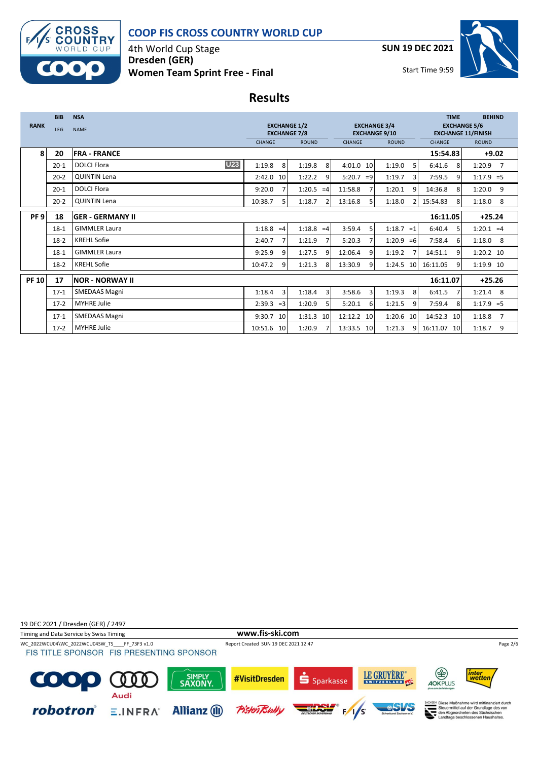# COOP FIS CROSS COUNTRY WORLD CUP

4th World Cup Stage
**Dresden (GER)**
**Women Team Sprint Free - Final**

**SUN 19 DEC 2021**

Start Time 9:59

## Results

| RANK | BIB / LEG | NSA / NAME | | EXCHANGE 1/2 / EXCHANGE 7/8 CHANGE | | EXCHANGE 1/2 / EXCHANGE 7/8 ROUND | | EXCHANGE 3/4 / EXCHANGE 9/10 CHANGE | | EXCHANGE 3/4 / EXCHANGE 9/10 ROUND | | TIME / EXCHANGE 5/6 / EXCHANGE 11/FINISH CHANGE | | BEHIND ROUND | |
|---|---|---|---|---|---|---|---|---|---|---|---|---|---|---|---|
| **8** | **20** | **FRA - FRANCE** | | | | | | | | | | **15:54.83** | | **+9.02** | |
| | 20-1 | DOLCI Flora | U23 | 1:19.8 | 8 | 1:19.8 | 8 | 4:01.0 | 10 | 1:19.0 | 5 | 6:41.6 | 8 | 1:20.9 | 7 |
| | 20-2 | QUINTIN Lena | | 2:42.0 | 10 | 1:22.2 | 9 | 5:20.7 | =9 | 1:19.7 | 3 | 7:59.5 | 9 | 1:17.9 | =5 |
| | 20-1 | DOLCI Flora | | 9:20.0 | 7 | 1:20.5 | =4 | 11:58.8 | 7 | 1:20.1 | 9 | 14:36.8 | 8 | 1:20.0 | 9 |
| | 20-2 | QUINTIN Lena | | 10:38.7 | 5 | 1:18.7 | 2 | 13:16.8 | 5 | 1:18.0 | 2 | 15:54.83 | 8 | 1:18.0 | 8 |
| **PF 9** | **18** | **GER - GERMANY II** | | | | | | | | | | **16:11.05** | | **+25.24** | |
| | 18-1 | GIMMLER Laura | | 1:18.8 | =4 | 1:18.8 | =4 | 3:59.4 | 5 | 1:18.7 | =1 | 6:40.4 | 5 | 1:20.1 | =4 |
| | 18-2 | KREHL Sofie | | 2:40.7 | 7 | 1:21.9 | 7 | 5:20.3 | 7 | 1:20.9 | =6 | 7:58.4 | 6 | 1:18.0 | 8 |
| | 18-1 | GIMMLER Laura | | 9:25.9 | 9 | 1:27.5 | 9 | 12:06.4 | 9 | 1:19.2 | 7 | 14:51.1 | 9 | 1:20.2 | 10 |
| | 18-2 | KREHL Sofie | | 10:47.2 | 9 | 1:21.3 | 8 | 13:30.9 | 9 | 1:24.5 | 10 | 16:11.05 | 9 | 1:19.9 | 10 |
| **PF 10** | **17** | **NOR - NORWAY II** | | | | | | | | | | **16:11.07** | | **+25.26** | |
| | 17-1 | SMEDAAS Magni | | 1:18.4 | 3 | 1:18.4 | 3 | 3:58.6 | 3 | 1:19.3 | 8 | 6:41.5 | 7 | 1:21.4 | 8 |
| | 17-2 | MYHRE Julie | | 2:39.3 | =3 | 1:20.9 | 5 | 5:20.1 | 6 | 1:21.5 | 9 | 7:59.4 | 8 | 1:17.9 | =5 |
| | 17-1 | SMEDAAS Magni | | 9:30.7 | 10 | 1:31.3 | 10 | 12:12.2 | 10 | 1:20.6 | 10 | 14:52.3 | 10 | 1:18.8 | 7 |
| | 17-2 | MYHRE Julie | | 10:51.6 | 10 | 1:20.9 | 7 | 13:33.5 | 10 | 1:21.3 | 9 | 16:11.07 | 10 | 1:18.7 | 9 |

19 DEC 2021 / Dresden (GER) / 2497

Timing and Data Service by Swiss Timing

www.fis-ski.com

WC_2022WCU04\WC_2022WCU04SW_TS____FF_73F3 v1.0

Report Created SUN 19 DEC 2021 12:47

FIS TITLE SPONSOR FIS PRESENTING SPONSOR

Diese Maßnahme wird mitfinanziert durch Steuermittel auf der Grundlage des von den Abgeordneten des Sächsischen Landtags beschlossenen Haushaltes.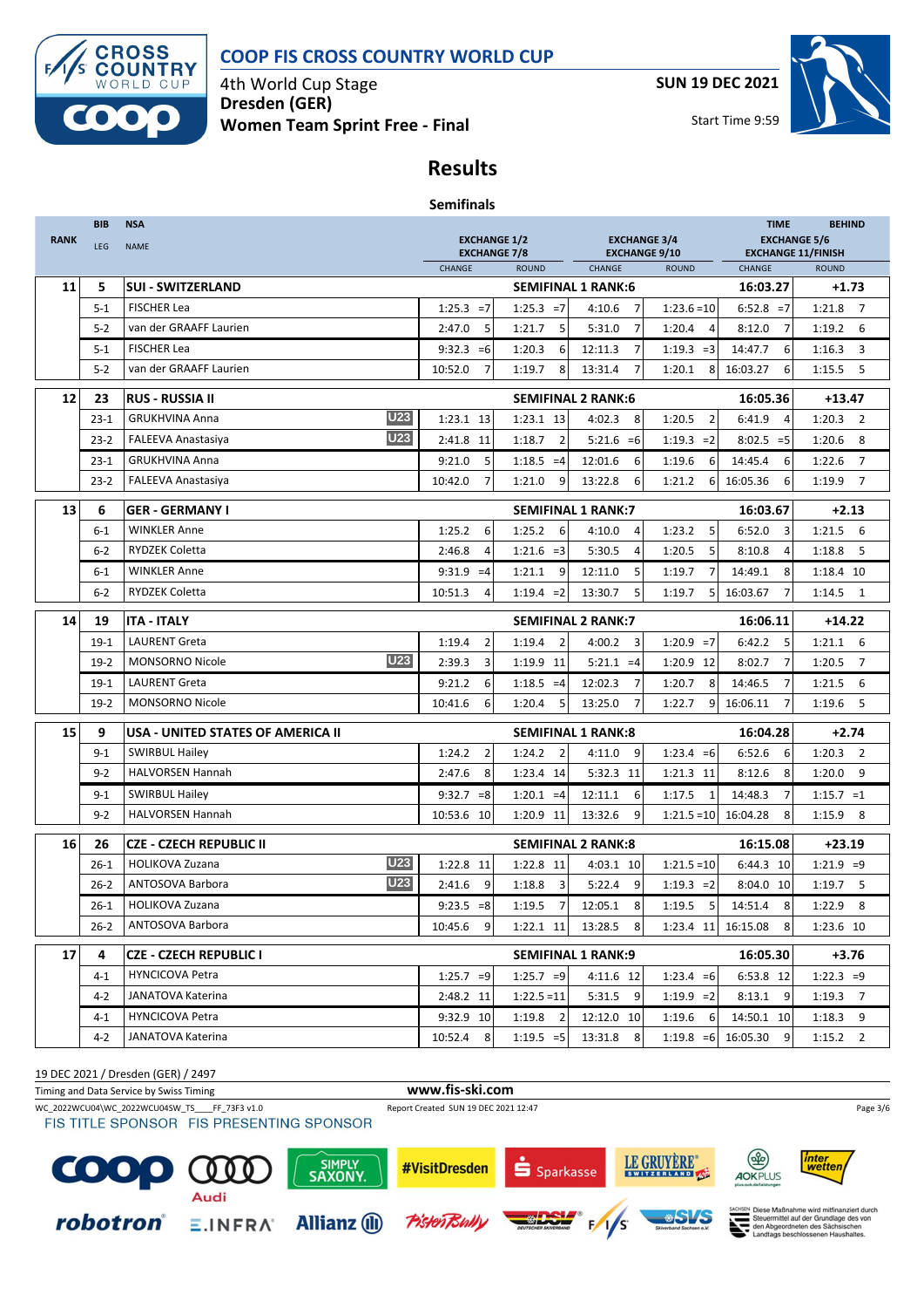# COOP FIS CROSS COUNTRY WORLD CUP

4th World Cup Stage
**Dresden (GER)**
**Women Team Sprint Free - Final**

SUN 19 DEC 2021

Start Time 9:59

## Results

### Semifinals

| RANK | BIB / LEG | NSA / NAME | | EXCHANGE 1/2 / EXCHANGE 7/8 CHANGE | ROUND | EXCHANGE 3/4 / EXCHANGE 9/10 CHANGE | ROUND | TIME / EXCHANGE 5/6 / EXCHANGE 11/FINISH CHANGE | BEHIND / ROUND |
|---|---|---|---|---|---|---|---|---|---|
| **11** | **5** | **SUI - SWITZERLAND** | | | **SEMIFINAL 1 RANK:6** | | | **16:03.27** | **+1.73** |
| | 5-1 | FISCHER Lea | | 1:25.3 =7 | 1:25.3 =7 | 4:10.6 7 | 1:23.6 =10 | 6:52.8 =7 | 1:21.8 7 |
| | 5-2 | van der GRAAFF Laurien | | 2:47.0 5 | 1:21.7 5 | 5:31.0 7 | 1:20.4 4 | 8:12.0 7 | 1:19.2 6 |
| | 5-1 | FISCHER Lea | | 9:32.3 =6 | 1:20.3 6 | 12:11.3 7 | 1:19.3 =3 | 14:47.7 6 | 1:16.3 3 |
| | 5-2 | van der GRAAFF Laurien | | 10:52.0 7 | 1:19.7 8 | 13:31.4 7 | 1:20.1 8 | 16:03.27 6 | 1:15.5 5 |
| **12** | **23** | **RUS - RUSSIA II** | | | **SEMIFINAL 2 RANK:6** | | | **16:05.36** | **+13.47** |
| | 23-1 | GRUKHVINA Anna | U23 | 1:23.1 13 | 1:23.1 13 | 4:02.3 8 | 1:20.5 2 | 6:41.9 4 | 1:20.3 2 |
| | 23-2 | FALEEVA Anastasiya | U23 | 2:41.8 11 | 1:18.7 2 | 5:21.6 =6 | 1:19.3 =2 | 8:02.5 =5 | 1:20.6 8 |
| | 23-1 | GRUKHVINA Anna | | 9:21.0 5 | 1:18.5 =4 | 12:01.6 6 | 1:19.6 6 | 14:45.4 6 | 1:22.6 7 |
| | 23-2 | FALEEVA Anastasiya | | 10:42.0 7 | 1:21.0 9 | 13:22.8 6 | 1:21.2 6 | 16:05.36 6 | 1:19.9 7 |
| **13** | **6** | **GER - GERMANY I** | | | **SEMIFINAL 1 RANK:7** | | | **16:03.67** | **+2.13** |
| | 6-1 | WINKLER Anne | | 1:25.2 6 | 1:25.2 6 | 4:10.0 4 | 1:23.2 5 | 6:52.0 3 | 1:21.5 6 |
| | 6-2 | RYDZEK Coletta | | 2:46.8 4 | 1:21.6 =3 | 5:30.5 4 | 1:20.5 5 | 8:10.8 4 | 1:18.8 5 |
| | 6-1 | WINKLER Anne | | 9:31.9 =4 | 1:21.1 9 | 12:11.0 5 | 1:19.7 7 | 14:49.1 8 | 1:18.4 10 |
| | 6-2 | RYDZEK Coletta | | 10:51.3 4 | 1:19.4 =2 | 13:30.7 5 | 1:19.7 5 | 16:03.67 7 | 1:14.5 1 |
| **14** | **19** | **ITA - ITALY** | | | **SEMIFINAL 2 RANK:7** | | | **16:06.11** | **+14.22** |
| | 19-1 | LAURENT Greta | | 1:19.4 2 | 1:19.4 2 | 4:00.2 3 | 1:20.9 =7 | 6:42.2 5 | 1:21.1 6 |
| | 19-2 | MONSORNO Nicole | U23 | 2:39.3 3 | 1:19.9 11 | 5:21.1 =4 | 1:20.9 12 | 8:02.7 7 | 1:20.5 7 |
| | 19-1 | LAURENT Greta | | 9:21.2 6 | 1:18.5 =4 | 12:02.3 7 | 1:20.7 8 | 14:46.5 7 | 1:21.5 6 |
| | 19-2 | MONSORNO Nicole | | 10:41.6 6 | 1:20.4 5 | 13:25.0 7 | 1:22.7 9 | 16:06.11 7 | 1:19.6 5 |
| **15** | **9** | **USA - UNITED STATES OF AMERICA II** | | | **SEMIFINAL 1 RANK:8** | | | **16:04.28** | **+2.74** |
| | 9-1 | SWIRBUL Hailey | | 1:24.2 2 | 1:24.2 2 | 4:11.0 9 | 1:23.4 =6 | 6:52.6 6 | 1:20.3 2 |
| | 9-2 | HALVORSEN Hannah | | 2:47.6 8 | 1:23.4 14 | 5:32.3 11 | 1:21.3 11 | 8:12.6 8 | 1:20.0 9 |
| | 9-1 | SWIRBUL Hailey | | 9:32.7 =8 | 1:20.1 =4 | 12:11.1 6 | 1:17.5 1 | 14:48.3 7 | 1:15.7 =1 |
| | 9-2 | HALVORSEN Hannah | | 10:53.6 10 | 1:20.9 11 | 13:32.6 9 | 1:21.5 =10 | 16:04.28 8 | 1:15.9 8 |
| **16** | **26** | **CZE - CZECH REPUBLIC II** | | | **SEMIFINAL 2 RANK:8** | | | **16:15.08** | **+23.19** |
| | 26-1 | HOLIKOVA Zuzana | U23 | 1:22.8 11 | 1:22.8 11 | 4:03.1 10 | 1:21.5 =10 | 6:44.3 10 | 1:21.9 =9 |
| | 26-2 | ANTOSOVA Barbora | U23 | 2:41.6 9 | 1:18.8 3 | 5:22.4 9 | 1:19.3 =2 | 8:04.0 10 | 1:19.7 5 |
| | 26-1 | HOLIKOVA Zuzana | | 9:23.5 =8 | 1:19.5 7 | 12:05.1 8 | 1:19.5 5 | 14:51.4 8 | 1:22.9 8 |
| | 26-2 | ANTOSOVA Barbora | | 10:45.6 9 | 1:22.1 11 | 13:28.5 8 | 1:23.4 11 | 16:15.08 8 | 1:23.6 10 |
| **17** | **4** | **CZE - CZECH REPUBLIC I** | | | **SEMIFINAL 1 RANK:9** | | | **16:05.30** | **+3.76** |
| | 4-1 | HYNCICOVA Petra | | 1:25.7 =9 | 1:25.7 =9 | 4:11.6 12 | 1:23.4 =6 | 6:53.8 12 | 1:22.3 =9 |
| | 4-2 | JANATOVA Katerina | | 2:48.2 11 | 1:22.5 =11 | 5:31.5 9 | 1:19.9 =2 | 8:13.1 9 | 1:19.3 7 |
| | 4-1 | HYNCICOVA Petra | | 9:32.9 10 | 1:19.8 2 | 12:12.0 10 | 1:19.6 6 | 14:50.1 10 | 1:18.3 9 |
| | 4-2 | JANATOVA Katerina | | 10:52.4 8 | 1:19.5 =5 | 13:31.8 8 | 1:19.8 =6 | 16:05.30 9 | 1:15.2 2 |

19 DEC 2021 / Dresden (GER) / 2497

Timing and Data Service by Swiss Timing

www.fis-ski.com

WC_2022WCU04\WC_2022WCU04SW_TS____FF_73F3 v1.0

Report Created SUN 19 DEC 2021 12:47

FIS TITLE SPONSOR FIS PRESENTING SPONSOR

Diese Maßnahme wird mitfinanziert durch Steuermittel auf der Grundlage des von den Abgeordneten des Sächsischen Landtags beschlossenen Haushaltes.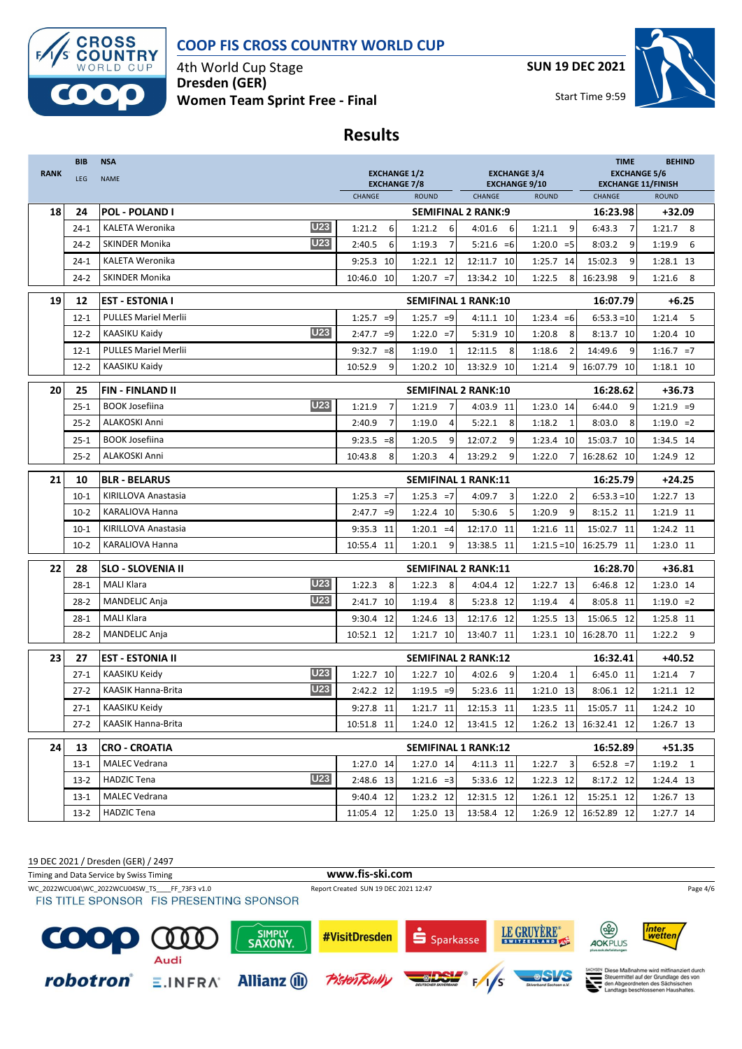# COOP FIS CROSS COUNTRY WORLD CUP

4th World Cup Stage
**Dresden (GER)**
**Women Team Sprint Free - Final**

**SUN 19 DEC 2021**

Start Time 9:59

## Results

| RANK | BIB / LEG | NSA / NAME | | EXCHANGE 1/2 / EXCHANGE 7/8 CHANGE | ROUND | EXCHANGE 3/4 / EXCHANGE 9/10 CHANGE | ROUND | TIME / EXCHANGE 5/6 / EXCHANGE 11/FINISH CHANGE | BEHIND / ROUND |
|---|---|---|---|---|---|---|---|---|---|
| 18 | 24 | POL - POLAND I | | SEMIFINAL 2 RANK:9 | | | | 16:23.98 | +32.09 |
| | 24-1 | KALETA Weronika | U23 | 1:21.2 6 | 1:21.2 6 | 4:01.6 6 | 1:21.1 9 | 6:43.3 7 | 1:21.7 8 |
| | 24-2 | SKINDER Monika | U23 | 2:40.5 6 | 1:19.3 7 | 5:21.6 =6 | 1:20.0 =5 | 8:03.2 9 | 1:19.9 6 |
| | 24-1 | KALETA Weronika | | 9:25.3 10 | 1:22.1 12 | 12:11.7 10 | 1:25.7 14 | 15:02.3 9 | 1:28.1 13 |
| | 24-2 | SKINDER Monika | | 10:46.0 10 | 1:20.7 =7 | 13:34.2 10 | 1:22.5 8 | 16:23.98 9 | 1:21.6 8 |
| 19 | 12 | EST - ESTONIA I | | SEMIFINAL 1 RANK:10 | | | | 16:07.79 | +6.25 |
| | 12-1 | PULLES Mariel Merlii | | 1:25.7 =9 | 1:25.7 =9 | 4:11.1 10 | 1:23.4 =6 | 6:53.3 =10 | 1:21.4 5 |
| | 12-2 | KAASIKU Kaidy | U23 | 2:47.7 =9 | 1:22.0 =7 | 5:31.9 10 | 1:20.8 8 | 8:13.7 10 | 1:20.4 10 |
| | 12-1 | PULLES Mariel Merlii | | 9:32.7 =8 | 1:19.0 1 | 12:11.5 8 | 1:18.6 2 | 14:49.6 9 | 1:16.7 =7 |
| | 12-2 | KAASIKU Kaidy | | 10:52.9 9 | 1:20.2 10 | 13:32.9 10 | 1:21.4 9 | 16:07.79 10 | 1:18.1 10 |
| 20 | 25 | FIN - FINLAND II | | SEMIFINAL 2 RANK:10 | | | | 16:28.62 | +36.73 |
| | 25-1 | BOOK Josefiina | U23 | 1:21.9 7 | 1:21.9 7 | 4:03.9 11 | 1:23.0 14 | 6:44.0 9 | 1:21.9 =9 |
| | 25-2 | ALAKOSKI Anni | | 2:40.9 7 | 1:19.0 4 | 5:22.1 8 | 1:18.2 1 | 8:03.0 8 | 1:19.0 =2 |
| | 25-1 | BOOK Josefiina | | 9:23.5 =8 | 1:20.5 9 | 12:07.2 9 | 1:23.4 10 | 15:03.7 10 | 1:34.5 14 |
| | 25-2 | ALAKOSKI Anni | | 10:43.8 8 | 1:20.3 4 | 13:29.2 9 | 1:22.0 7 | 16:28.62 10 | 1:24.9 12 |
| 21 | 10 | BLR - BELARUS | | SEMIFINAL 1 RANK:11 | | | | 16:25.79 | +24.25 |
| | 10-1 | KIRILLOVA Anastasia | | 1:25.3 =7 | 1:25.3 =7 | 4:09.7 3 | 1:22.0 2 | 6:53.3 =10 | 1:22.7 13 |
| | 10-2 | KARALIOVA Hanna | | 2:47.7 =9 | 1:22.4 10 | 5:30.6 5 | 1:20.9 9 | 8:15.2 11 | 1:21.9 11 |
| | 10-1 | KIRILLOVA Anastasia | | 9:35.3 11 | 1:20.1 =4 | 12:17.0 11 | 1:21.6 11 | 15:02.7 11 | 1:24.2 11 |
| | 10-2 | KARALIOVA Hanna | | 10:55.4 11 | 1:20.1 9 | 13:38.5 11 | 1:21.5 =10 | 16:25.79 11 | 1:23.0 11 |
| 22 | 28 | SLO - SLOVENIA II | | SEMIFINAL 2 RANK:11 | | | | 16:28.70 | +36.81 |
| | 28-1 | MALI Klara | U23 | 1:22.3 8 | 1:22.3 8 | 4:04.4 12 | 1:22.7 13 | 6:46.8 12 | 1:23.0 14 |
| | 28-2 | MANDELJC Anja | U23 | 2:41.7 10 | 1:19.4 8 | 5:23.8 12 | 1:19.4 4 | 8:05.8 11 | 1:19.0 =2 |
| | 28-1 | MALI Klara | | 9:30.4 12 | 1:24.6 13 | 12:17.6 12 | 1:25.5 13 | 15:06.5 12 | 1:25.8 11 |
| | 28-2 | MANDELJC Anja | | 10:52.1 12 | 1:21.7 10 | 13:40.7 11 | 1:23.1 10 | 16:28.70 11 | 1:22.2 9 |
| 23 | 27 | EST - ESTONIA II | | SEMIFINAL 2 RANK:12 | | | | 16:32.41 | +40.52 |
| | 27-1 | KAASIKU Keidy | U23 | 1:22.7 10 | 1:22.7 10 | 4:02.6 9 | 1:20.4 1 | 6:45.0 11 | 1:21.4 7 |
| | 27-2 | KAASIK Hanna-Brita | U23 | 2:42.2 12 | 1:19.5 =9 | 5:23.6 11 | 1:21.0 13 | 8:06.1 12 | 1:21.1 12 |
| | 27-1 | KAASIKU Keidy | | 9:27.8 11 | 1:21.7 11 | 12:15.3 11 | 1:23.5 11 | 15:05.7 11 | 1:24.2 10 |
| | 27-2 | KAASIK Hanna-Brita | | 10:51.8 11 | 1:24.0 12 | 13:41.5 12 | 1:26.2 13 | 16:32.41 12 | 1:26.7 13 |
| 24 | 13 | CRO - CROATIA | | SEMIFINAL 1 RANK:12 | | | | 16:52.89 | +51.35 |
| | 13-1 | MALEC Vedrana | | 1:27.0 14 | 1:27.0 14 | 4:11.3 11 | 1:22.7 3 | 6:52.8 =7 | 1:19.2 1 |
| | 13-2 | HADZIC Tena | U23 | 2:48.6 13 | 1:21.6 =3 | 5:33.6 12 | 1:22.3 12 | 8:17.2 12 | 1:24.4 13 |
| | 13-1 | MALEC Vedrana | | 9:40.4 12 | 1:23.2 12 | 12:31.5 12 | 1:26.1 12 | 15:25.1 12 | 1:26.7 13 |
| | 13-2 | HADZIC Tena | | 11:05.4 12 | 1:25.0 13 | 13:58.4 12 | 1:26.9 12 | 16:52.89 12 | 1:27.7 14 |

19 DEC 2021 / Dresden (GER) / 2497

Timing and Data Service by Swiss Timing

www.fis-ski.com

WC_2022WCU04\WC_2022WCU04SW_TS____FF_73F3 v1.0

Report Created SUN 19 DEC 2021 12:47

FIS TITLE SPONSOR FIS PRESENTING SPONSOR

Diese Maßnahme wird mitfinanziert durch Steuermittel auf der Grundlage des von den Abgeordneten des Sächsischen Landtags beschlossenen Haushaltes.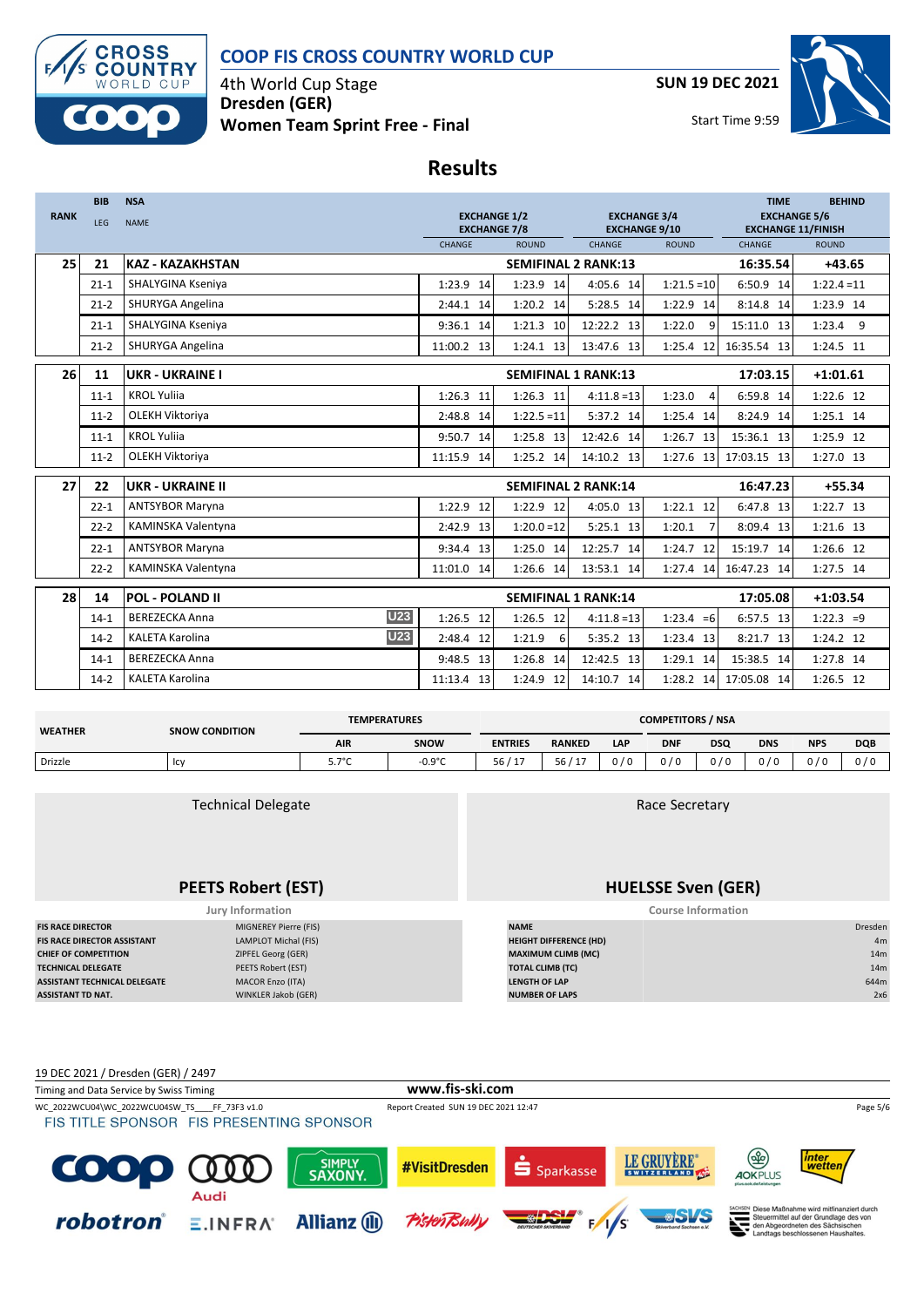# COOP FIS CROSS COUNTRY WORLD CUP

4th World Cup Stage
Dresden (GER)
Women Team Sprint Free - Final

SUN 19 DEC 2021

Start Time 9:59

## Results

| RANK | BIB / LEG | NSA / NAME | | EXCHANGE 1/2 / EXCHANGE 7/8 CHANGE | ROUND | EXCHANGE 3/4 / EXCHANGE 9/10 CHANGE | ROUND | TIME / EXCHANGE 5/6 / EXCHANGE 11/FINISH CHANGE | BEHIND / ROUND |
|---|---|---|---|---|---|---|---|---|---|
| 25 | 21 | KAZ - KAZAKHSTAN | | SEMIFINAL 2 RANK:13 | | | | 16:35.54 | +43.65 |
| | 21-1 | SHALYGINA Kseniya | | 1:23.9 14 | 1:23.9 14 | 4:05.6 14 | 1:21.5 =10 | 6:50.9 14 | 1:22.4 =11 |
| | 21-2 | SHURYGA Angelina | | 2:44.1 14 | 1:20.2 14 | 5:28.5 14 | 1:22.9 14 | 8:14.8 14 | 1:23.9 14 |
| | 21-1 | SHALYGINA Kseniya | | 9:36.1 14 | 1:21.3 10 | 12:22.2 13 | 1:22.0 9 | 15:11.0 13 | 1:23.4 9 |
| | 21-2 | SHURYGA Angelina | | 11:00.2 13 | 1:24.1 13 | 13:47.6 13 | 1:25.4 12 | 16:35.54 13 | 1:24.5 11 |
| 26 | 11 | UKR - UKRAINE I | | SEMIFINAL 1 RANK:13 | | | | 17:03.15 | +1:01.61 |
| | 11-1 | KROL Yuliia | | 1:26.3 11 | 1:26.3 11 | 4:11.8 =13 | 1:23.0 4 | 6:59.8 14 | 1:22.6 12 |
| | 11-2 | OLEKH Viktoriya | | 2:48.8 14 | 1:22.5 =11 | 5:37.2 14 | 1:25.4 14 | 8:24.9 14 | 1:25.1 14 |
| | 11-1 | KROL Yuliia | | 9:50.7 14 | 1:25.8 13 | 12:42.6 14 | 1:26.7 13 | 15:36.1 13 | 1:25.9 12 |
| | 11-2 | OLEKH Viktoriya | | 11:15.9 14 | 1:25.2 14 | 14:10.2 13 | 1:27.6 13 | 17:03.15 13 | 1:27.0 13 |
| 27 | 22 | UKR - UKRAINE II | | SEMIFINAL 2 RANK:14 | | | | 16:47.23 | +55.34 |
| | 22-1 | ANTSYBOR Maryna | | 1:22.9 12 | 1:22.9 12 | 4:05.0 13 | 1:22.1 12 | 6:47.8 13 | 1:22.7 13 |
| | 22-2 | KAMINSKA Valentyna | | 2:42.9 13 | 1:20.0 =12 | 5:25.1 13 | 1:20.1 7 | 8:09.4 13 | 1:21.6 13 |
| | 22-1 | ANTSYBOR Maryna | | 9:34.4 13 | 1:25.0 14 | 12:25.7 14 | 1:24.7 12 | 15:19.7 14 | 1:26.6 12 |
| | 22-2 | KAMINSKA Valentyna | | 11:01.0 14 | 1:26.6 14 | 13:53.1 14 | 1:27.4 14 | 16:47.23 14 | 1:27.5 14 |
| 28 | 14 | POL - POLAND II | | SEMIFINAL 1 RANK:14 | | | | 17:05.08 | +1:03.54 |
| | 14-1 | BEREZECKA Anna | U23 | 1:26.5 12 | 1:26.5 12 | 4:11.8 =13 | 1:23.4 =6 | 6:57.5 13 | 1:22.3 =9 |
| | 14-2 | KALETA Karolina | U23 | 2:48.4 12 | 1:21.9 6 | 5:35.2 13 | 1:23.4 13 | 8:21.7 13 | 1:24.2 12 |
| | 14-1 | BEREZECKA Anna | | 9:48.5 13 | 1:26.8 14 | 12:42.5 13 | 1:29.1 14 | 15:38.5 14 | 1:27.8 14 |
| | 14-2 | KALETA Karolina | | 11:13.4 13 | 1:24.9 12 | 14:10.7 14 | 1:28.2 14 | 17:05.08 14 | 1:26.5 12 |

| WEATHER | SNOW CONDITION | TEMPERATURES AIR | TEMPERATURES SNOW | ENTRIES | RANKED | LAP | DNF | DSQ | DNS | NPS | DQB |
|---|---|---|---|---|---|---|---|---|---|---|---|
| Drizzle | Icy | 5.7°C | -0.9°C | 56 / 17 | 56 / 17 | 0 / 0 | 0 / 0 | 0 / 0 | 0 / 0 | 0 / 0 | 0 / 0 |

Technical Delegate

**PEETS Robert (EST)**

Race Secretary

**HUELSSE Sven (GER)**

### Jury Information

| | |
|---|---|
| FIS RACE DIRECTOR | MIGNEREY Pierre (FIS) |
| FIS RACE DIRECTOR ASSISTANT | LAMPLOT Michal (FIS) |
| CHIEF OF COMPETITION | ZIPFEL Georg (GER) |
| TECHNICAL DELEGATE | PEETS Robert (EST) |
| ASSISTANT TECHNICAL DELEGATE | MACOR Enzo (ITA) |
| ASSISTANT TD NAT. | WINKLER Jakob (GER) |

### Course Information

| | |
|---|---|
| NAME | Dresden |
| HEIGHT DIFFERENCE (HD) | 4m |
| MAXIMUM CLIMB (MC) | 14m |
| TOTAL CLIMB (TC) | 14m |
| LENGTH OF LAP | 644m |
| NUMBER OF LAPS | 2x6 |

19 DEC 2021 / Dresden (GER) / 2497

Timing and Data Service by Swiss Timing

www.fis-ski.com

WC_2022WCU04\WC_2022WCU04SW_TS____FF_73F3 v1.0

Report Created SUN 19 DEC 2021 12:47

FIS TITLE SPONSOR FIS PRESENTING SPONSOR

Diese Maßnahme wird mitfinanziert durch Steuermittel auf der Grundlage des von den Abgeordneten des Sächsischen Landtags beschlossenen Haushaltes.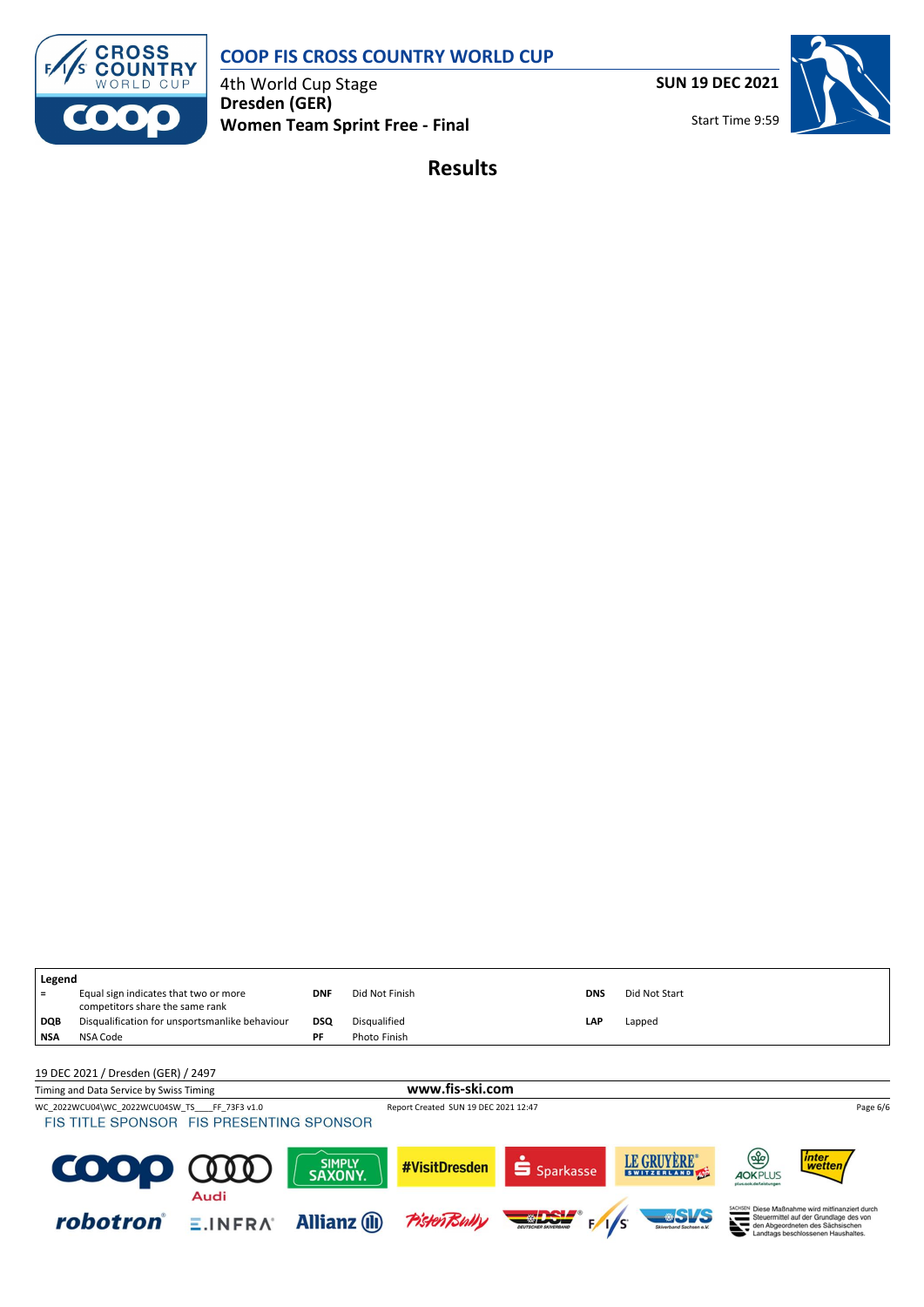# Results

| Legend | | | | | |
|---|---|---|---|---|---|
| = | Equal sign indicates that two or more competitors share the same rank | DNF | Did Not Finish | DNS | Did Not Start |
| DQB | Disqualification for unsportsmanlike behaviour | DSQ | Disqualified | LAP | Lapped |
| NSA | NSA Code | PF | Photo Finish | | |

19 DEC 2021 / Dresden (GER) / 2497

Timing and Data Service by Swiss Timing

www.fis-ski.com

WC_2022WCU04\WC_2022WCU04SW_TS____FF_73F3 v1.0

Report Created SUN 19 DEC 2021 12:47

FIS TITLE SPONSOR FIS PRESENTING SPONSOR